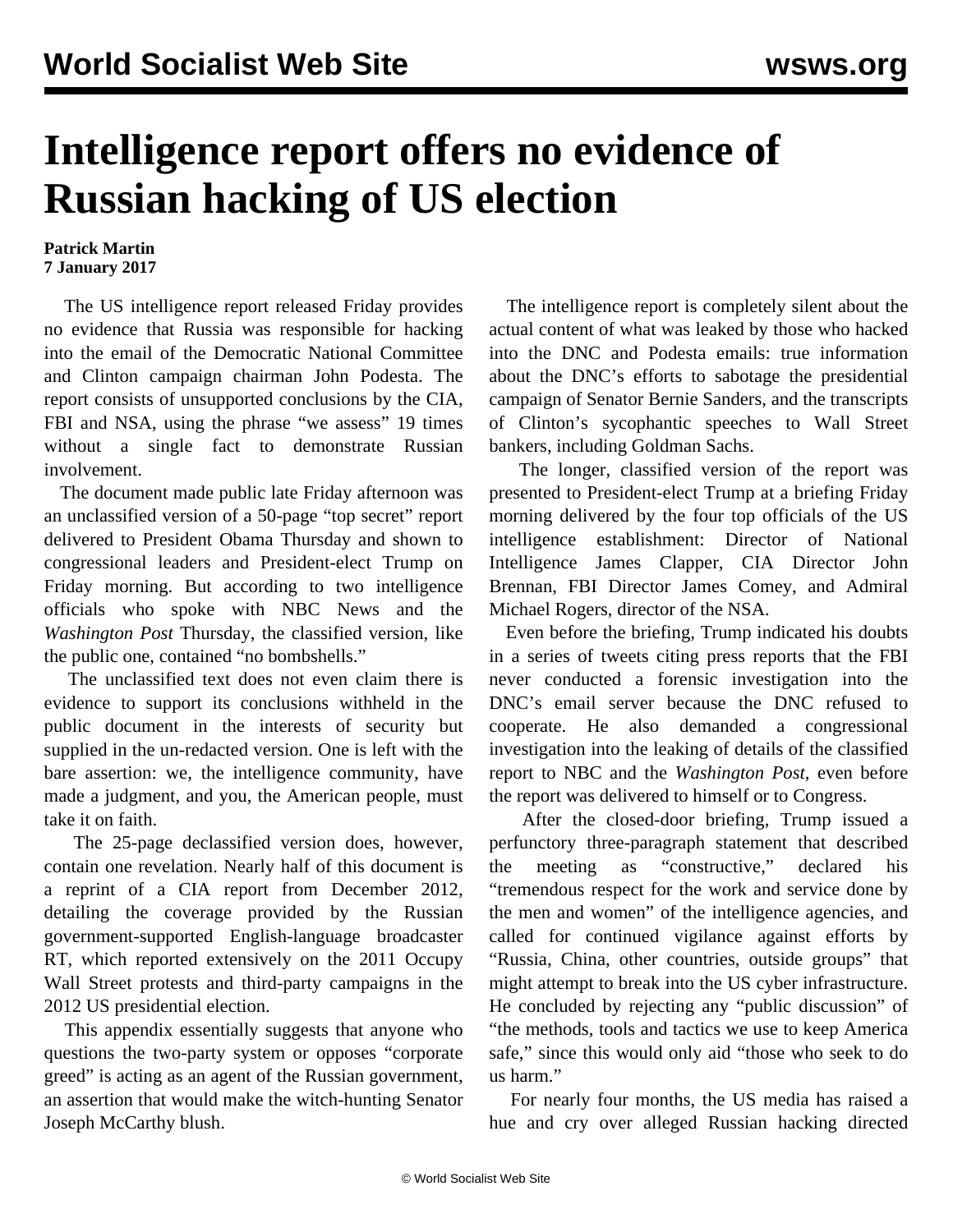# Intelligence report offers no evidence of Russian hacking of US election

**Patrick Martin**
**7 January 2017**

The US intelligence report released Friday provides no evidence that Russia was responsible for hacking into the email of the Democratic National Committee and Clinton campaign chairman John Podesta. The report consists of unsupported conclusions by the CIA, FBI and NSA, using the phrase "we assess" 19 times without a single fact to demonstrate Russian involvement.

The document made public late Friday afternoon was an unclassified version of a 50-page "top secret" report delivered to President Obama Thursday and shown to congressional leaders and President-elect Trump on Friday morning. But according to two intelligence officials who spoke with NBC News and the *Washington Post* Thursday, the classified version, like the public one, contained "no bombshells."

The unclassified text does not even claim there is evidence to support its conclusions withheld in the public document in the interests of security but supplied in the un-redacted version. One is left with the bare assertion: we, the intelligence community, have made a judgment, and you, the American people, must take it on faith.

The 25-page declassified version does, however, contain one revelation. Nearly half of this document is a reprint of a CIA report from December 2012, detailing the coverage provided by the Russian government-supported English-language broadcaster RT, which reported extensively on the 2011 Occupy Wall Street protests and third-party campaigns in the 2012 US presidential election.

This appendix essentially suggests that anyone who questions the two-party system or opposes "corporate greed" is acting as an agent of the Russian government, an assertion that would make the witch-hunting Senator Joseph McCarthy blush.

The intelligence report is completely silent about the actual content of what was leaked by those who hacked into the DNC and Podesta emails: true information about the DNC's efforts to sabotage the presidential campaign of Senator Bernie Sanders, and the transcripts of Clinton's sycophantic speeches to Wall Street bankers, including Goldman Sachs.

The longer, classified version of the report was presented to President-elect Trump at a briefing Friday morning delivered by the four top officials of the US intelligence establishment: Director of National Intelligence James Clapper, CIA Director John Brennan, FBI Director James Comey, and Admiral Michael Rogers, director of the NSA.

Even before the briefing, Trump indicated his doubts in a series of tweets citing press reports that the FBI never conducted a forensic investigation into the DNC's email server because the DNC refused to cooperate. He also demanded a congressional investigation into the leaking of details of the classified report to NBC and the *Washington Post*, even before the report was delivered to himself or to Congress.

After the closed-door briefing, Trump issued a perfunctory three-paragraph statement that described the meeting as "constructive," declared his "tremendous respect for the work and service done by the men and women" of the intelligence agencies, and called for continued vigilance against efforts by "Russia, China, other countries, outside groups" that might attempt to break into the US cyber infrastructure. He concluded by rejecting any "public discussion" of "the methods, tools and tactics we use to keep America safe," since this would only aid "those who seek to do us harm."

For nearly four months, the US media has raised a hue and cry over alleged Russian hacking directed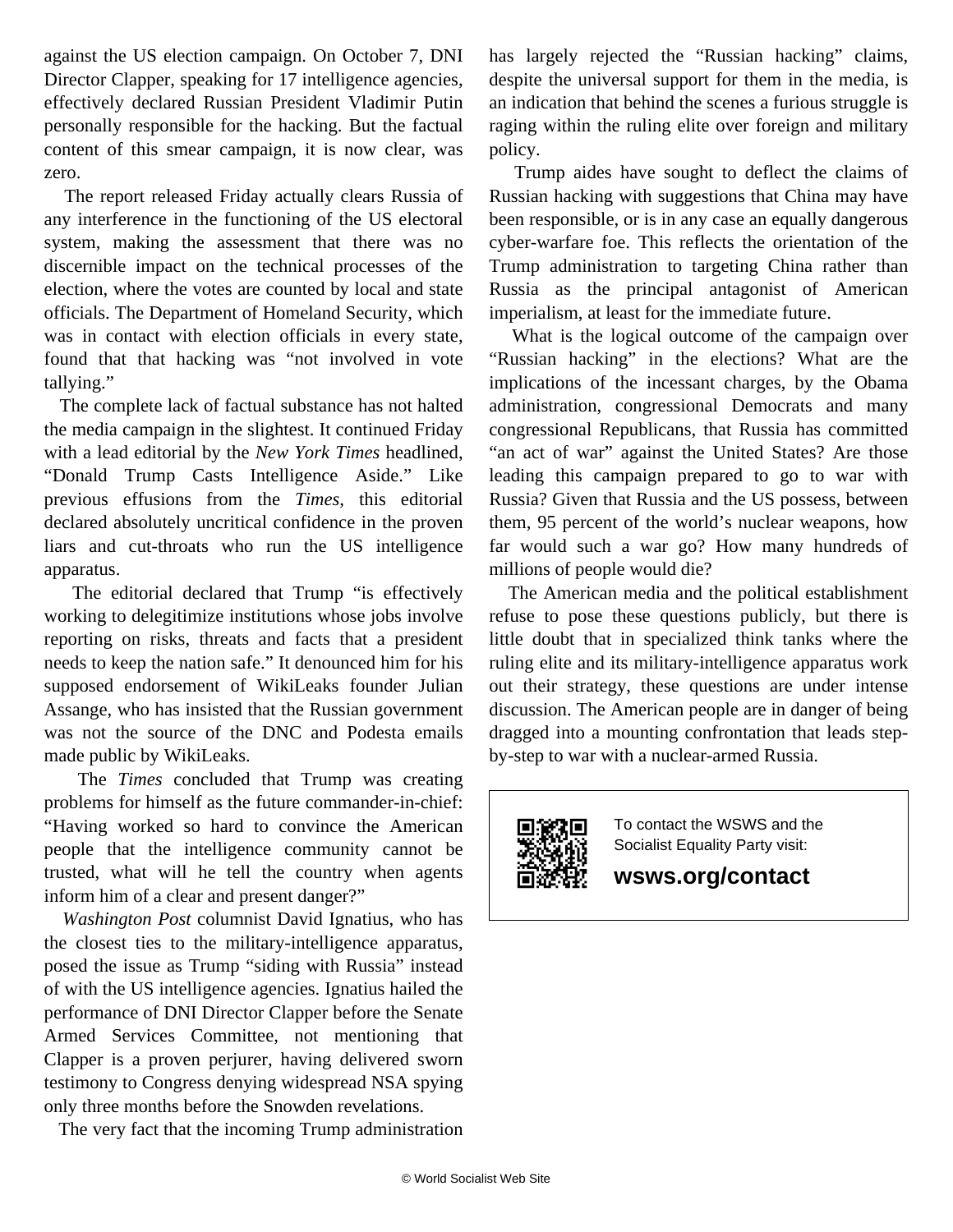against the US election campaign. On October 7, DNI Director Clapper, speaking for 17 intelligence agencies, effectively declared Russian President Vladimir Putin personally responsible for the hacking. But the factual content of this smear campaign, it is now clear, was zero.

The report released Friday actually clears Russia of any interference in the functioning of the US electoral system, making the assessment that there was no discernible impact on the technical processes of the election, where the votes are counted by local and state officials. The Department of Homeland Security, which was in contact with election officials in every state, found that that hacking was "not involved in vote tallying."

The complete lack of factual substance has not halted the media campaign in the slightest. It continued Friday with a lead editorial by the *New York Times* headlined, "Donald Trump Casts Intelligence Aside." Like previous effusions from the *Times*, this editorial declared absolutely uncritical confidence in the proven liars and cut-throats who run the US intelligence apparatus.

The editorial declared that Trump "is effectively working to delegitimize institutions whose jobs involve reporting on risks, threats and facts that a president needs to keep the nation safe." It denounced him for his supposed endorsement of WikiLeaks founder Julian Assange, who has insisted that the Russian government was not the source of the DNC and Podesta emails made public by WikiLeaks.

The *Times* concluded that Trump was creating problems for himself as the future commander-in-chief: "Having worked so hard to convince the American people that the intelligence community cannot be trusted, what will he tell the country when agents inform him of a clear and present danger?"

*Washington Post* columnist David Ignatius, who has the closest ties to the military-intelligence apparatus, posed the issue as Trump "siding with Russia" instead of with the US intelligence agencies. Ignatius hailed the performance of DNI Director Clapper before the Senate Armed Services Committee, not mentioning that Clapper is a proven perjurer, having delivered sworn testimony to Congress denying widespread NSA spying only three months before the Snowden revelations.

The very fact that the incoming Trump administration has largely rejected the "Russian hacking" claims, despite the universal support for them in the media, is an indication that behind the scenes a furious struggle is raging within the ruling elite over foreign and military policy.

Trump aides have sought to deflect the claims of Russian hacking with suggestions that China may have been responsible, or is in any case an equally dangerous cyber-warfare foe. This reflects the orientation of the Trump administration to targeting China rather than Russia as the principal antagonist of American imperialism, at least for the immediate future.

What is the logical outcome of the campaign over "Russian hacking" in the elections? What are the implications of the incessant charges, by the Obama administration, congressional Democrats and many congressional Republicans, that Russia has committed "an act of war" against the United States? Are those leading this campaign prepared to go to war with Russia? Given that Russia and the US possess, between them, 95 percent of the world's nuclear weapons, how far would such a war go? How many hundreds of millions of people would die?

The American media and the political establishment refuse to pose these questions publicly, but there is little doubt that in specialized think tanks where the ruling elite and its military-intelligence apparatus work out their strategy, these questions are under intense discussion. The American people are in danger of being dragged into a mounting confrontation that leads step-by-step to war with a nuclear-armed Russia.

To contact the WSWS and the Socialist Equality Party visit:

**wsws.org/contact**